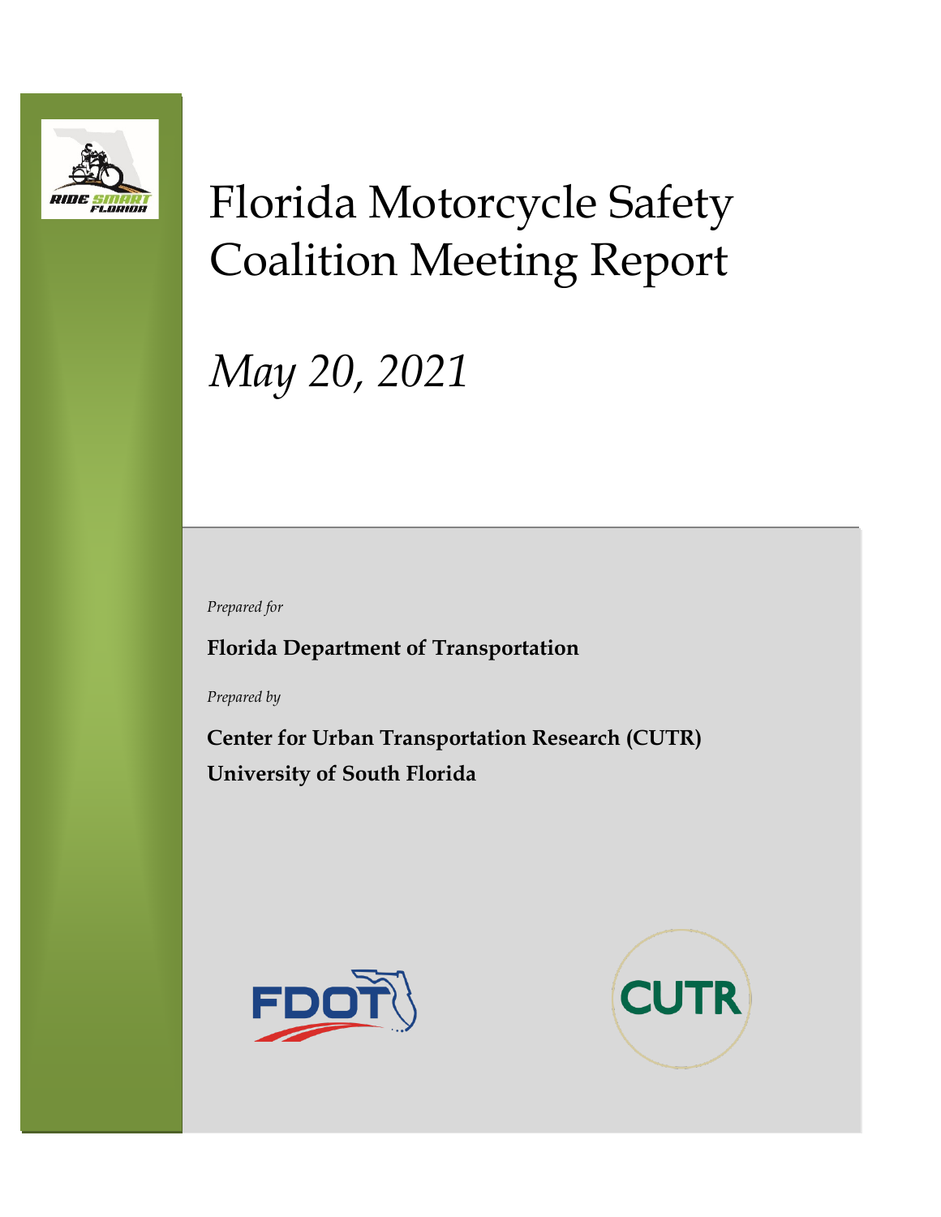# Florida Motorcycle Safety Coalition Meeting Report

*May 20, 2021*

*Prepared for*

**Florida Department of Transportation**

*Prepared by*

**Center for Urban Transportation Research (CUTR)**
**University of South Florida**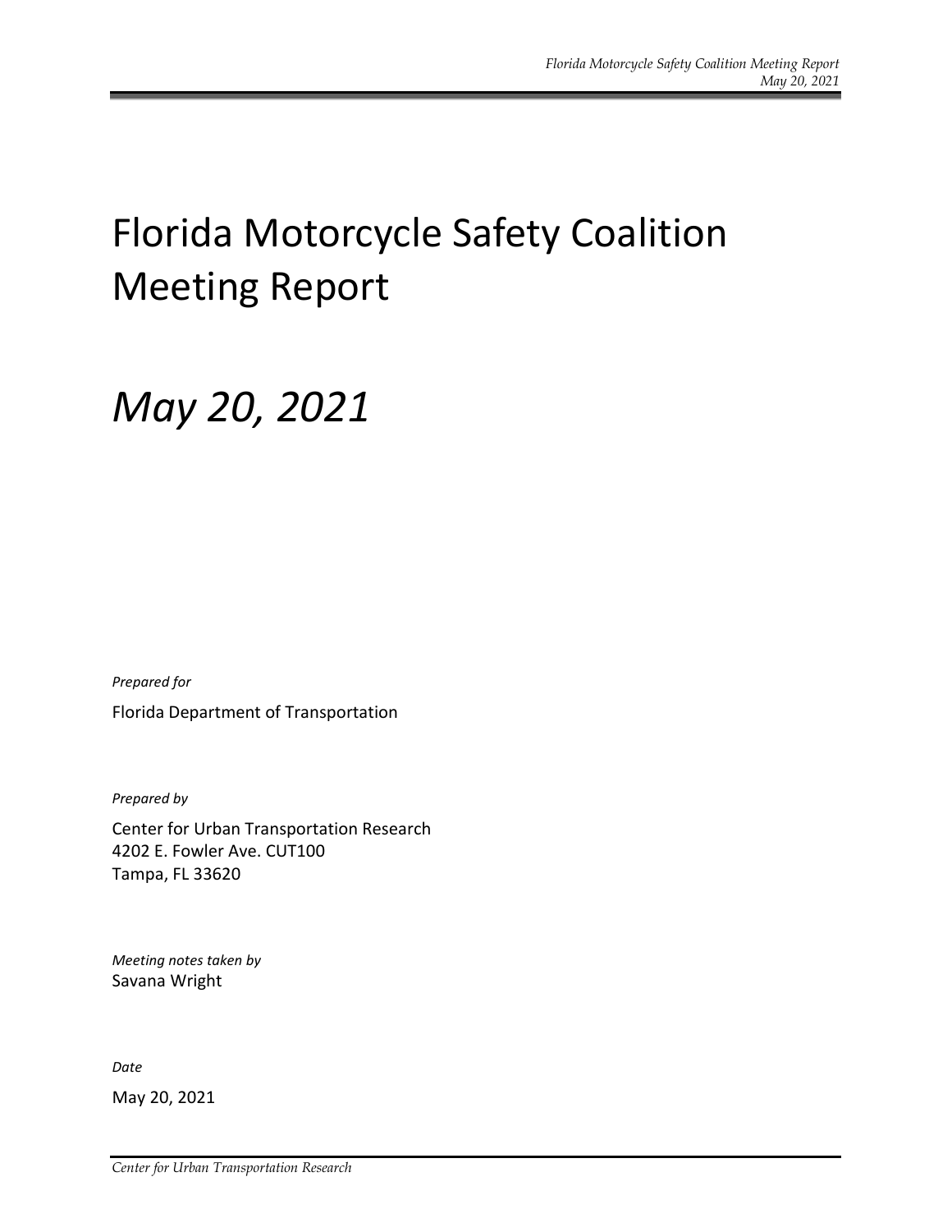# Florida Motorcycle Safety Coalition Meeting Report

# *May 20, 2021*

*Prepared for*

Florida Department of Transportation

*Prepared by*

Center for Urban Transportation Research
4202 E. Fowler Ave. CUT100
Tampa, FL 33620

*Meeting notes taken by*
Savana Wright

*Date*

May 20, 2021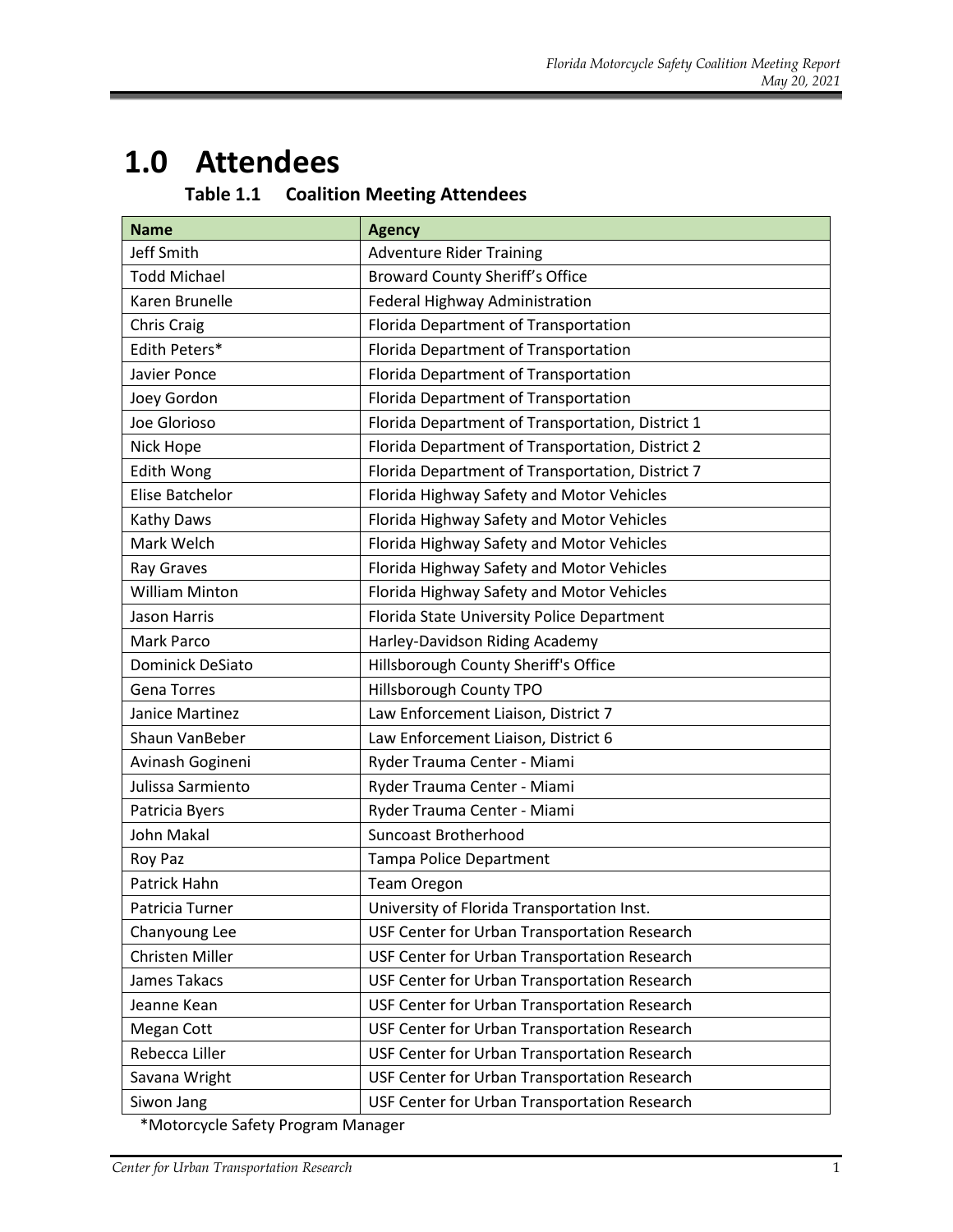# 1.0 Attendees

**Table 1.1 Coalition Meeting Attendees**

| Name | Agency |
|---|---|
| Jeff Smith | Adventure Rider Training |
| Todd Michael | Broward County Sheriff's Office |
| Karen Brunelle | Federal Highway Administration |
| Chris Craig | Florida Department of Transportation |
| Edith Peters* | Florida Department of Transportation |
| Javier Ponce | Florida Department of Transportation |
| Joey Gordon | Florida Department of Transportation |
| Joe Glorioso | Florida Department of Transportation, District 1 |
| Nick Hope | Florida Department of Transportation, District 2 |
| Edith Wong | Florida Department of Transportation, District 7 |
| Elise Batchelor | Florida Highway Safety and Motor Vehicles |
| Kathy Daws | Florida Highway Safety and Motor Vehicles |
| Mark Welch | Florida Highway Safety and Motor Vehicles |
| Ray Graves | Florida Highway Safety and Motor Vehicles |
| William Minton | Florida Highway Safety and Motor Vehicles |
| Jason Harris | Florida State University Police Department |
| Mark Parco | Harley-Davidson Riding Academy |
| Dominick DeSiato | Hillsborough County Sheriff's Office |
| Gena Torres | Hillsborough County TPO |
| Janice Martinez | Law Enforcement Liaison, District 7 |
| Shaun VanBeber | Law Enforcement Liaison, District 6 |
| Avinash Gogineni | Ryder Trauma Center - Miami |
| Julissa Sarmiento | Ryder Trauma Center - Miami |
| Patricia Byers | Ryder Trauma Center - Miami |
| John Makal | Suncoast Brotherhood |
| Roy Paz | Tampa Police Department |
| Patrick Hahn | Team Oregon |
| Patricia Turner | University of Florida Transportation Inst. |
| Chanyoung Lee | USF Center for Urban Transportation Research |
| Christen Miller | USF Center for Urban Transportation Research |
| James Takacs | USF Center for Urban Transportation Research |
| Jeanne Kean | USF Center for Urban Transportation Research |
| Megan Cott | USF Center for Urban Transportation Research |
| Rebecca Liller | USF Center for Urban Transportation Research |
| Savana Wright | USF Center for Urban Transportation Research |
| Siwon Jang | USF Center for Urban Transportation Research |

*Motorcycle Safety Program Manager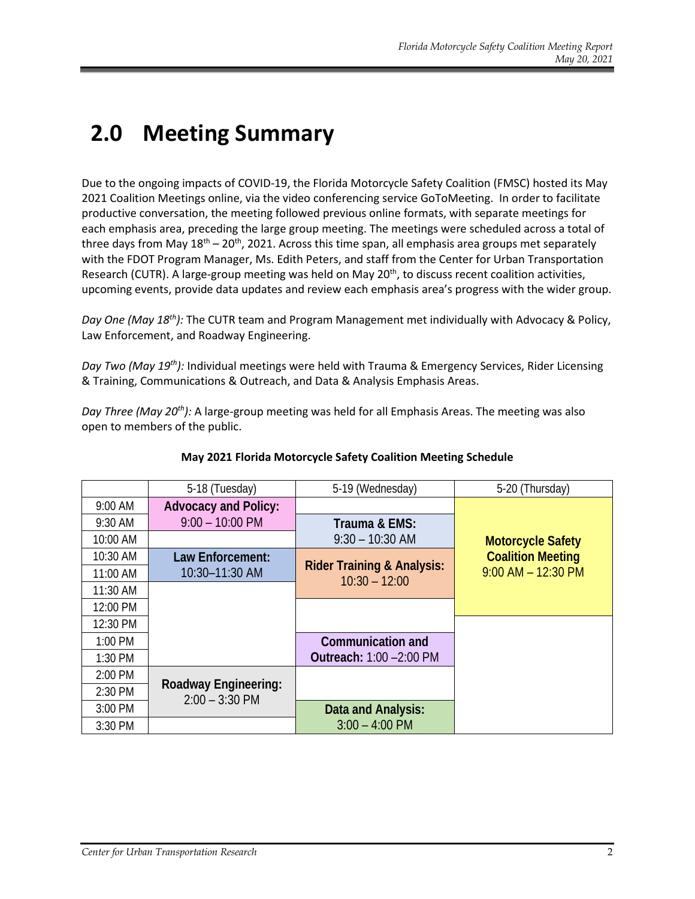# 2.0 Meeting Summary

Due to the ongoing impacts of COVID-19, the Florida Motorcycle Safety Coalition (FMSC) hosted its May 2021 Coalition Meetings online, via the video conferencing service GoToMeeting. In order to facilitate productive conversation, the meeting followed previous online formats, with separate meetings for each emphasis area, preceding the large group meeting. The meetings were scheduled across a total of three days from May 18th – 20th, 2021. Across this time span, all emphasis area groups met separately with the FDOT Program Manager, Ms. Edith Peters, and staff from the Center for Urban Transportation Research (CUTR). A large-group meeting was held on May 20th, to discuss recent coalition activities, upcoming events, provide data updates and review each emphasis area's progress with the wider group.

*Day One (May 18th):* The CUTR team and Program Management met individually with Advocacy & Policy, Law Enforcement, and Roadway Engineering.

*Day Two (May 19th):* Individual meetings were held with Trauma & Emergency Services, Rider Licensing & Training, Communications & Outreach, and Data & Analysis Emphasis Areas.

*Day Three (May 20th):* A large-group meeting was held for all Emphasis Areas. The meeting was also open to members of the public.

**May 2021 Florida Motorcycle Safety Coalition Meeting Schedule**

| | 5-18 (Tuesday) | 5-19 (Wednesday) | 5-20 (Thursday) |
|---|---|---|---|
| 9:00 AM | **Advocacy and Policy:** 9:00 – 10:00 PM | | **Motorcycle Safety Coalition Meeting** 9:00 AM – 12:30 PM |
| 9:30 AM | | **Trauma & EMS:** 9:30 – 10:30 AM | |
| 10:00 AM | | | |
| 10:30 AM | **Law Enforcement:** 10:30–11:30 AM | **Rider Training & Analysis:** 10:30 – 12:00 | |
| 11:00 AM | | | |
| 11:30 AM | | | |
| 12:00 PM | | | |
| 12:30 PM | | | |
| 1:00 PM | | **Communication and Outreach:** 1:00 –2:00 PM | |
| 1:30 PM | | | |
| 2:00 PM | **Roadway Engineering:** 2:00 – 3:30 PM | | |
| 2:30 PM | | | |
| 3:00 PM | | **Data and Analysis:** 3:00 – 4:00 PM | |
| 3:30 PM | | | |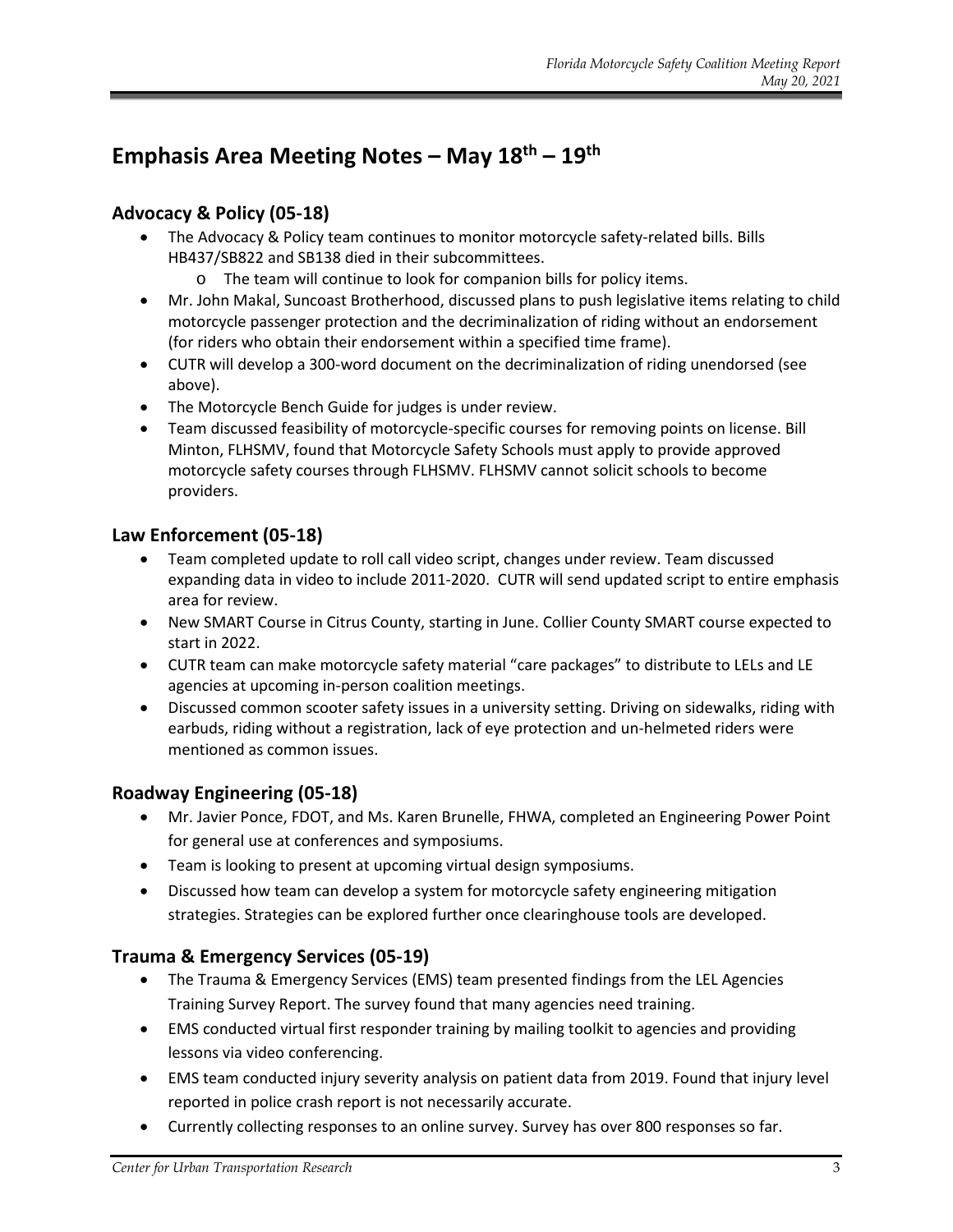# Emphasis Area Meeting Notes – May 18th – 19th

## Advocacy & Policy (05-18)

- The Advocacy & Policy team continues to monitor motorcycle safety-related bills. Bills HB437/SB822 and SB138 died in their subcommittees.
  - The team will continue to look for companion bills for policy items.
- Mr. John Makal, Suncoast Brotherhood, discussed plans to push legislative items relating to child motorcycle passenger protection and the decriminalization of riding without an endorsement (for riders who obtain their endorsement within a specified time frame).
- CUTR will develop a 300-word document on the decriminalization of riding unendorsed (see above).
- The Motorcycle Bench Guide for judges is under review.
- Team discussed feasibility of motorcycle-specific courses for removing points on license. Bill Minton, FLHSMV, found that Motorcycle Safety Schools must apply to provide approved motorcycle safety courses through FLHSMV. FLHSMV cannot solicit schools to become providers.

## Law Enforcement (05-18)

- Team completed update to roll call video script, changes under review. Team discussed expanding data in video to include 2011-2020. CUTR will send updated script to entire emphasis area for review.
- New SMART Course in Citrus County, starting in June. Collier County SMART course expected to start in 2022.
- CUTR team can make motorcycle safety material "care packages" to distribute to LELs and LE agencies at upcoming in-person coalition meetings.
- Discussed common scooter safety issues in a university setting. Driving on sidewalks, riding with earbuds, riding without a registration, lack of eye protection and un-helmeted riders were mentioned as common issues.

## Roadway Engineering (05-18)

- Mr. Javier Ponce, FDOT, and Ms. Karen Brunelle, FHWA, completed an Engineering Power Point for general use at conferences and symposiums.
- Team is looking to present at upcoming virtual design symposiums.
- Discussed how team can develop a system for motorcycle safety engineering mitigation strategies. Strategies can be explored further once clearinghouse tools are developed.

## Trauma & Emergency Services (05-19)

- The Trauma & Emergency Services (EMS) team presented findings from the LEL Agencies Training Survey Report. The survey found that many agencies need training.
- EMS conducted virtual first responder training by mailing toolkit to agencies and providing lessons via video conferencing.
- EMS team conducted injury severity analysis on patient data from 2019. Found that injury level reported in police crash report is not necessarily accurate.
- Currently collecting responses to an online survey. Survey has over 800 responses so far.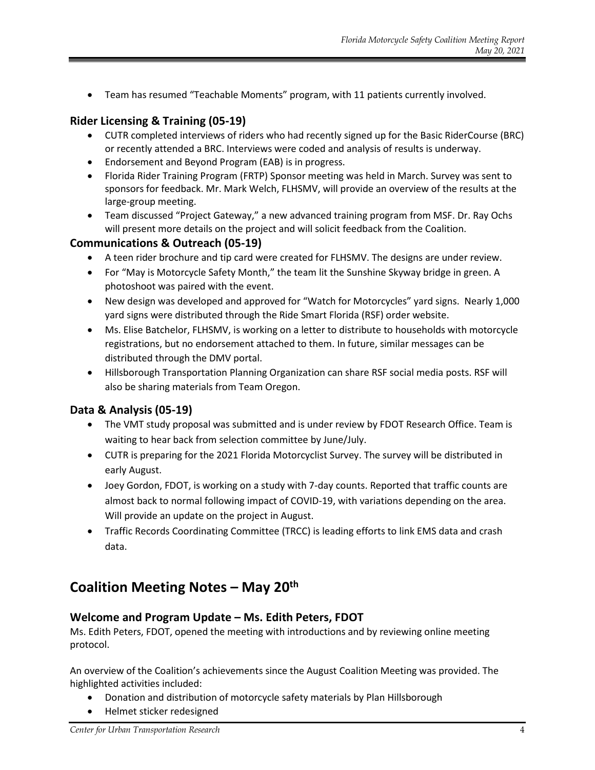- Team has resumed "Teachable Moments" program, with 11 patients currently involved.

### Rider Licensing & Training (05-19)

- CUTR completed interviews of riders who had recently signed up for the Basic RiderCourse (BRC) or recently attended a BRC. Interviews were coded and analysis of results is underway.
- Endorsement and Beyond Program (EAB) is in progress.
- Florida Rider Training Program (FRTP) Sponsor meeting was held in March. Survey was sent to sponsors for feedback. Mr. Mark Welch, FLHSMV, will provide an overview of the results at the large-group meeting.
- Team discussed "Project Gateway," a new advanced training program from MSF. Dr. Ray Ochs will present more details on the project and will solicit feedback from the Coalition.

### Communications & Outreach (05-19)

- A teen rider brochure and tip card were created for FLHSMV. The designs are under review.
- For "May is Motorcycle Safety Month," the team lit the Sunshine Skyway bridge in green. A photoshoot was paired with the event.
- New design was developed and approved for "Watch for Motorcycles" yard signs. Nearly 1,000 yard signs were distributed through the Ride Smart Florida (RSF) order website.
- Ms. Elise Batchelor, FLHSMV, is working on a letter to distribute to households with motorcycle registrations, but no endorsement attached to them. In future, similar messages can be distributed through the DMV portal.
- Hillsborough Transportation Planning Organization can share RSF social media posts. RSF will also be sharing materials from Team Oregon.

### Data & Analysis (05-19)

- The VMT study proposal was submitted and is under review by FDOT Research Office. Team is waiting to hear back from selection committee by June/July.
- CUTR is preparing for the 2021 Florida Motorcyclist Survey. The survey will be distributed in early August.
- Joey Gordon, FDOT, is working on a study with 7-day counts. Reported that traffic counts are almost back to normal following impact of COVID-19, with variations depending on the area. Will provide an update on the project in August.
- Traffic Records Coordinating Committee (TRCC) is leading efforts to link EMS data and crash data.

## Coalition Meeting Notes – May 20th

### Welcome and Program Update – Ms. Edith Peters, FDOT

Ms. Edith Peters, FDOT, opened the meeting with introductions and by reviewing online meeting protocol.

An overview of the Coalition's achievements since the August Coalition Meeting was provided. The highlighted activities included:

- Donation and distribution of motorcycle safety materials by Plan Hillsborough
- Helmet sticker redesigned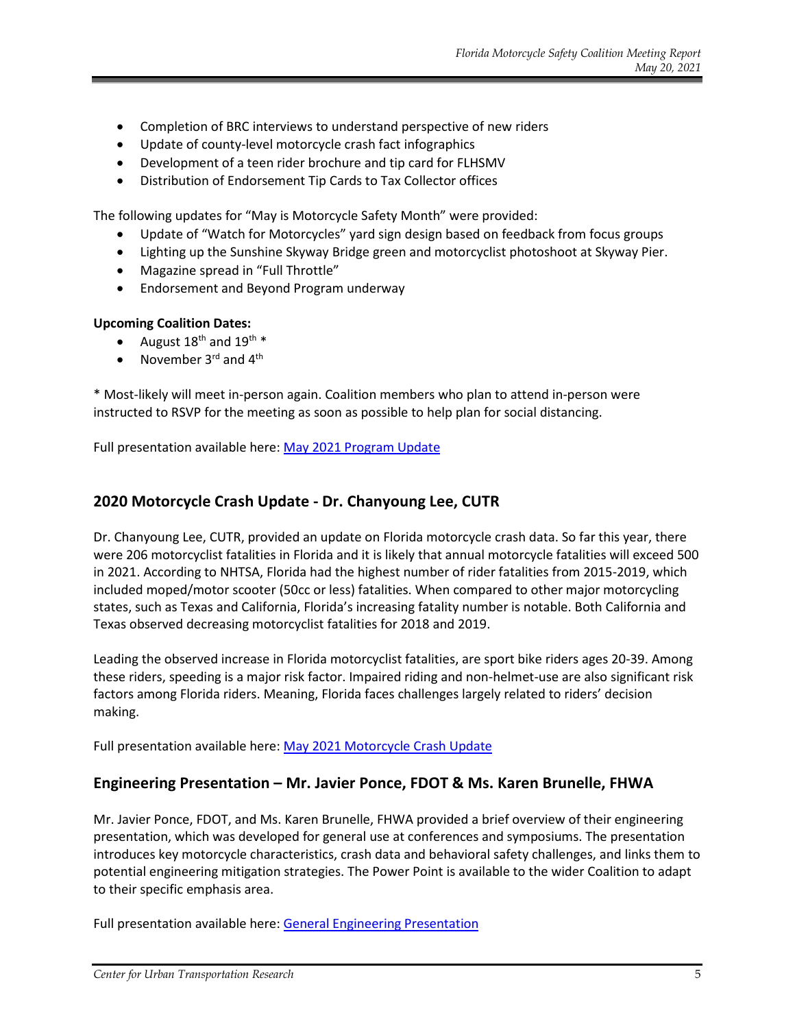- Completion of BRC interviews to understand perspective of new riders
- Update of county-level motorcycle crash fact infographics
- Development of a teen rider brochure and tip card for FLHSMV
- Distribution of Endorsement Tip Cards to Tax Collector offices

The following updates for "May is Motorcycle Safety Month" were provided:

- Update of "Watch for Motorcycles" yard sign design based on feedback from focus groups
- Lighting up the Sunshine Skyway Bridge green and motorcyclist photoshoot at Skyway Pier.
- Magazine spread in "Full Throttle"
- Endorsement and Beyond Program underway

**Upcoming Coalition Dates:**

- August 18th and 19th *
- November 3rd and 4th

* Most-likely will meet in-person again. Coalition members who plan to attend in-person were instructed to RSVP for the meeting as soon as possible to help plan for social distancing.

Full presentation available here: May 2021 Program Update

## 2020 Motorcycle Crash Update - Dr. Chanyoung Lee, CUTR

Dr. Chanyoung Lee, CUTR, provided an update on Florida motorcycle crash data. So far this year, there were 206 motorcyclist fatalities in Florida and it is likely that annual motorcycle fatalities will exceed 500 in 2021. According to NHTSA, Florida had the highest number of rider fatalities from 2015-2019, which included moped/motor scooter (50cc or less) fatalities. When compared to other major motorcycling states, such as Texas and California, Florida's increasing fatality number is notable. Both California and Texas observed decreasing motorcyclist fatalities for 2018 and 2019.

Leading the observed increase in Florida motorcyclist fatalities, are sport bike riders ages 20-39. Among these riders, speeding is a major risk factor. Impaired riding and non-helmet-use are also significant risk factors among Florida riders. Meaning, Florida faces challenges largely related to riders' decision making.

Full presentation available here: May 2021 Motorcycle Crash Update

## Engineering Presentation – Mr. Javier Ponce, FDOT & Ms. Karen Brunelle, FHWA

Mr. Javier Ponce, FDOT, and Ms. Karen Brunelle, FHWA provided a brief overview of their engineering presentation, which was developed for general use at conferences and symposiums. The presentation introduces key motorcycle characteristics, crash data and behavioral safety challenges, and links them to potential engineering mitigation strategies. The Power Point is available to the wider Coalition to adapt to their specific emphasis area.

Full presentation available here: General Engineering Presentation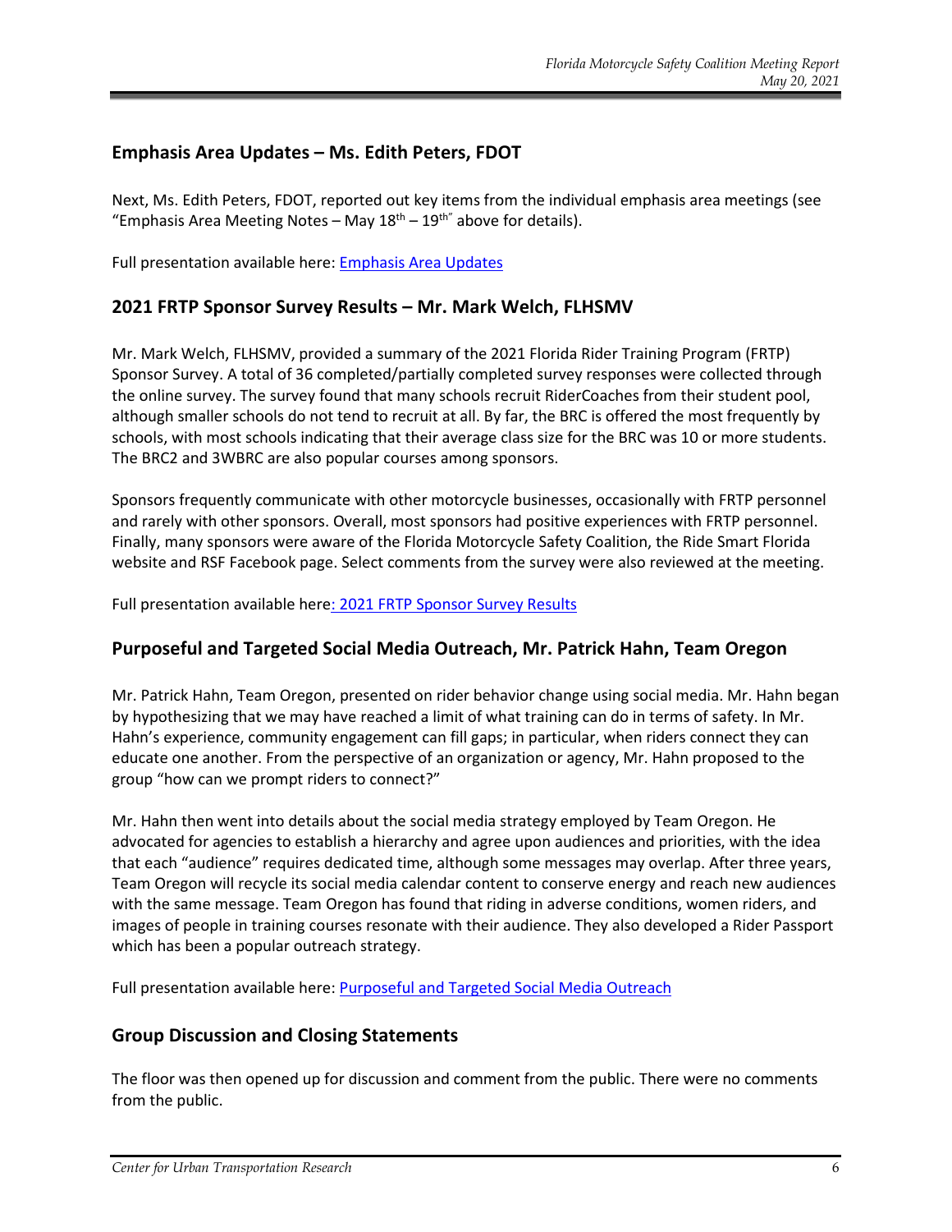## Emphasis Area Updates – Ms. Edith Peters, FDOT

Next, Ms. Edith Peters, FDOT, reported out key items from the individual emphasis area meetings (see "Emphasis Area Meeting Notes – May 18th – 19th" above for details).

Full presentation available here: Emphasis Area Updates

## 2021 FRTP Sponsor Survey Results – Mr. Mark Welch, FLHSMV

Mr. Mark Welch, FLHSMV, provided a summary of the 2021 Florida Rider Training Program (FRTP) Sponsor Survey. A total of 36 completed/partially completed survey responses were collected through the online survey. The survey found that many schools recruit RiderCoaches from their student pool, although smaller schools do not tend to recruit at all. By far, the BRC is offered the most frequently by schools, with most schools indicating that their average class size for the BRC was 10 or more students. The BRC2 and 3WBRC are also popular courses among sponsors.

Sponsors frequently communicate with other motorcycle businesses, occasionally with FRTP personnel and rarely with other sponsors. Overall, most sponsors had positive experiences with FRTP personnel. Finally, many sponsors were aware of the Florida Motorcycle Safety Coalition, the Ride Smart Florida website and RSF Facebook page. Select comments from the survey were also reviewed at the meeting.

Full presentation available here: 2021 FRTP Sponsor Survey Results

## Purposeful and Targeted Social Media Outreach, Mr. Patrick Hahn, Team Oregon

Mr. Patrick Hahn, Team Oregon, presented on rider behavior change using social media. Mr. Hahn began by hypothesizing that we may have reached a limit of what training can do in terms of safety. In Mr. Hahn's experience, community engagement can fill gaps; in particular, when riders connect they can educate one another. From the perspective of an organization or agency, Mr. Hahn proposed to the group "how can we prompt riders to connect?"

Mr. Hahn then went into details about the social media strategy employed by Team Oregon. He advocated for agencies to establish a hierarchy and agree upon audiences and priorities, with the idea that each "audience" requires dedicated time, although some messages may overlap. After three years, Team Oregon will recycle its social media calendar content to conserve energy and reach new audiences with the same message. Team Oregon has found that riding in adverse conditions, women riders, and images of people in training courses resonate with their audience. They also developed a Rider Passport which has been a popular outreach strategy.

Full presentation available here: Purposeful and Targeted Social Media Outreach

## Group Discussion and Closing Statements

The floor was then opened up for discussion and comment from the public. There were no comments from the public.